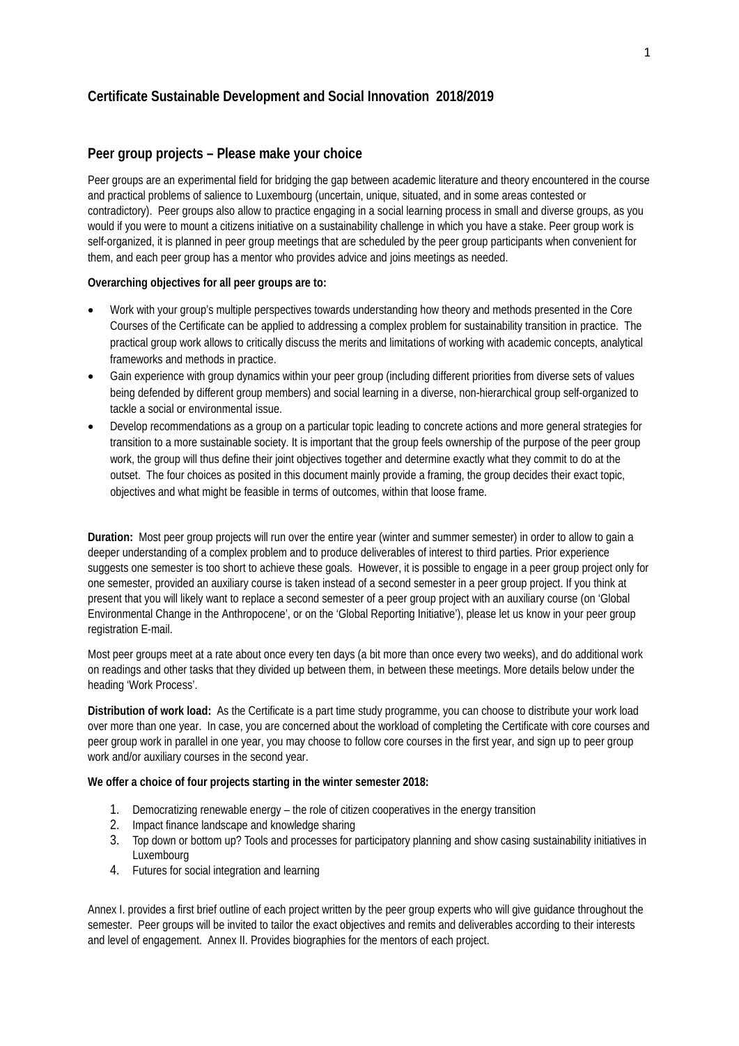## Certificate Sustainable Development and Social Innovation 2018/2019

### Peer group projects – Please make your choice

Peer groups are an experimental field for bridging the gap between academic literature and theory encountered in the course and practical problems of salience to Luxembourg (uncertain, unique, situated, and in some areas contested or contradictory). Peer groups also allow to practice engaging in a social learning process in small and diverse groups, as you would if you were to mount a citizens initiative on a sustainability challenge in which you have a stake. Peer group work is self-organized, it is planned in peer group meetings that are scheduled by the peer group participants when convenient for them, and each peer group has a mentor who provides advice and joins meetings as needed.

**Overarching objectives for all peer groups are to:**

- Work with your group's multiple perspectives towards understanding how theory and methods presented in the Core Courses of the Certificate can be applied to addressing a complex problem for sustainability transition in practice. The practical group work allows to critically discuss the merits and limitations of working with academic concepts, analytical frameworks and methods in practice.
- Gain experience with group dynamics within your peer group (including different priorities from diverse sets of values being defended by different group members) and social learning in a diverse, non-hierarchical group self-organized to tackle a social or environmental issue.
- Develop recommendations as a group on a particular topic leading to concrete actions and more general strategies for transition to a more sustainable society. It is important that the group feels ownership of the purpose of the peer group work, the group will thus define their joint objectives together and determine exactly what they commit to do at the outset. The four choices as posited in this document mainly provide a framing, the group decides their exact topic, objectives and what might be feasible in terms of outcomes, within that loose frame.

**Duration:** Most peer group projects will run over the entire year (winter and summer semester) in order to allow to gain a deeper understanding of a complex problem and to produce deliverables of interest to third parties. Prior experience suggests one semester is too short to achieve these goals. However, it is possible to engage in a peer group project only for one semester, provided an auxiliary course is taken instead of a second semester in a peer group project. If you think at present that you will likely want to replace a second semester of a peer group project with an auxiliary course (on 'Global Environmental Change in the Anthropocene', or on the 'Global Reporting Initiative'), please let us know in your peer group registration E-mail.

Most peer groups meet at a rate about once every ten days (a bit more than once every two weeks), and do additional work on readings and other tasks that they divided up between them, in between these meetings. More details below under the heading 'Work Process'.

**Distribution of work load:** As the Certificate is a part time study programme, you can choose to distribute your work load over more than one year. In case, you are concerned about the workload of completing the Certificate with core courses and peer group work in parallel in one year, you may choose to follow core courses in the first year, and sign up to peer group work and/or auxiliary courses in the second year.

**We offer a choice of four projects starting in the winter semester 2018:**

1. Democratizing renewable energy – the role of citizen cooperatives in the energy transition
2. Impact finance landscape and knowledge sharing
3. Top down or bottom up? Tools and processes for participatory planning and show casing sustainability initiatives in Luxembourg
4. Futures for social integration and learning

Annex I. provides a first brief outline of each project written by the peer group experts who will give guidance throughout the semester. Peer groups will be invited to tailor the exact objectives and remits and deliverables according to their interests and level of engagement. Annex II. Provides biographies for the mentors of each project.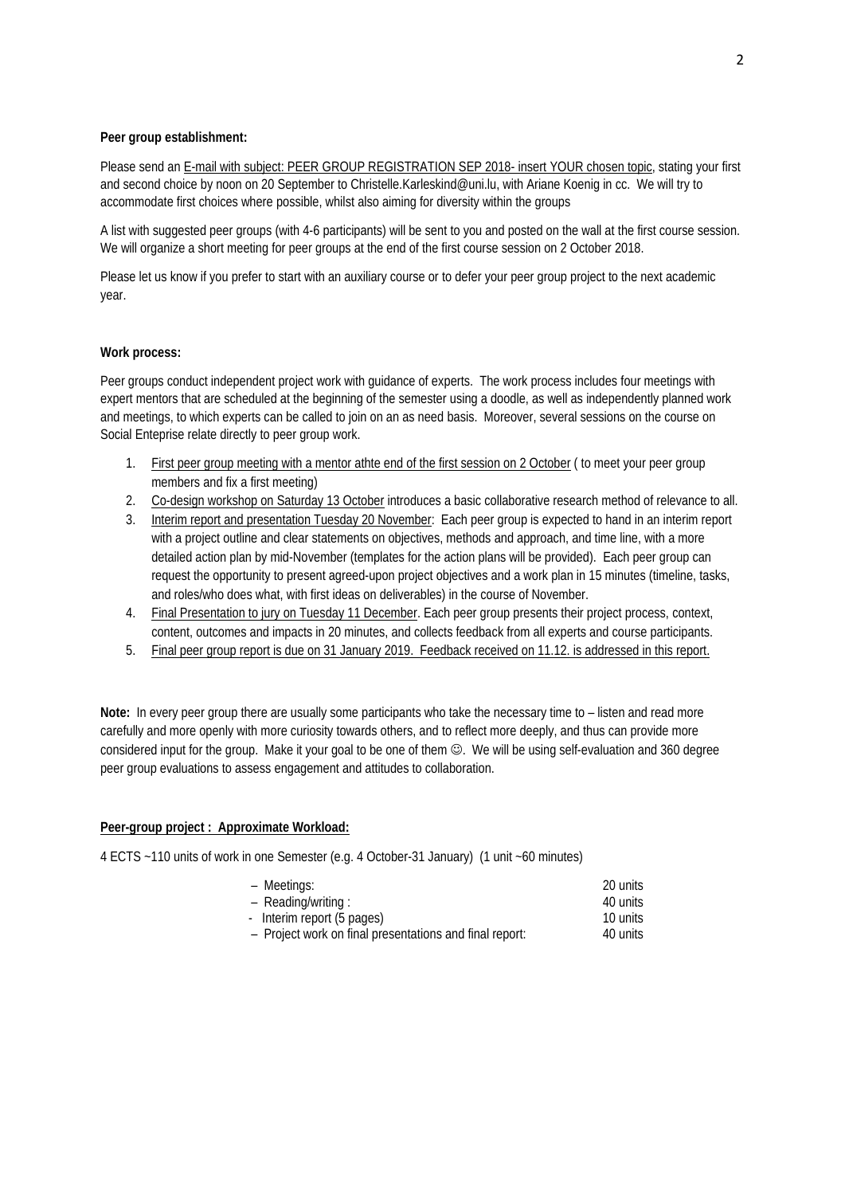**Peer group establishment:**

Please send an E-mail with subject: PEER GROUP REGISTRATION SEP 2018- insert YOUR chosen topic, stating your first and second choice by noon on 20 September to Christelle.Karleskind@uni.lu, with Ariane Koenig in cc. We will try to accommodate first choices where possible, whilst also aiming for diversity within the groups

A list with suggested peer groups (with 4-6 participants) will be sent to you and posted on the wall at the first course session. We will organize a short meeting for peer groups at the end of the first course session on 2 October 2018.

Please let us know if you prefer to start with an auxiliary course or to defer your peer group project to the next academic year.

**Work process:**

Peer groups conduct independent project work with guidance of experts. The work process includes four meetings with expert mentors that are scheduled at the beginning of the semester using a doodle, as well as independently planned work and meetings, to which experts can be called to join on an as need basis. Moreover, several sessions on the course on Social Enteprise relate directly to peer group work.

1. First peer group meeting with a mentor athte end of the first session on 2 October ( to meet your peer group members and fix a first meeting)
2. Co-design workshop on Saturday 13 October introduces a basic collaborative research method of relevance to all.
3. Interim report and presentation Tuesday 20 November: Each peer group is expected to hand in an interim report with a project outline and clear statements on objectives, methods and approach, and time line, with a more detailed action plan by mid-November (templates for the action plans will be provided). Each peer group can request the opportunity to present agreed-upon project objectives and a work plan in 15 minutes (timeline, tasks, and roles/who does what, with first ideas on deliverables) in the course of November.
4. Final Presentation to jury on Tuesday 11 December. Each peer group presents their project process, context, content, outcomes and impacts in 20 minutes, and collects feedback from all experts and course participants.
5. Final peer group report is due on 31 January 2019. Feedback received on 11.12. is addressed in this report.

**Note:** In every peer group there are usually some participants who take the necessary time to – listen and read more carefully and more openly with more curiosity towards others, and to reflect more deeply, and thus can provide more considered input for the group. Make it your goal to be one of them ☺. We will be using self-evaluation and 360 degree peer group evaluations to assess engagement and attitudes to collaboration.

**Peer-group project : Approximate Workload:**

4 ECTS ~110 units of work in one Semester (e.g. 4 October-31 January) (1 unit ~60 minutes)

| | |
|---|---|
| – Meetings: | 20 units |
| – Reading/writing : | 40 units |
| - Interim report (5 pages) | 10 units |
| – Project work on final presentations and final report: | 40 units |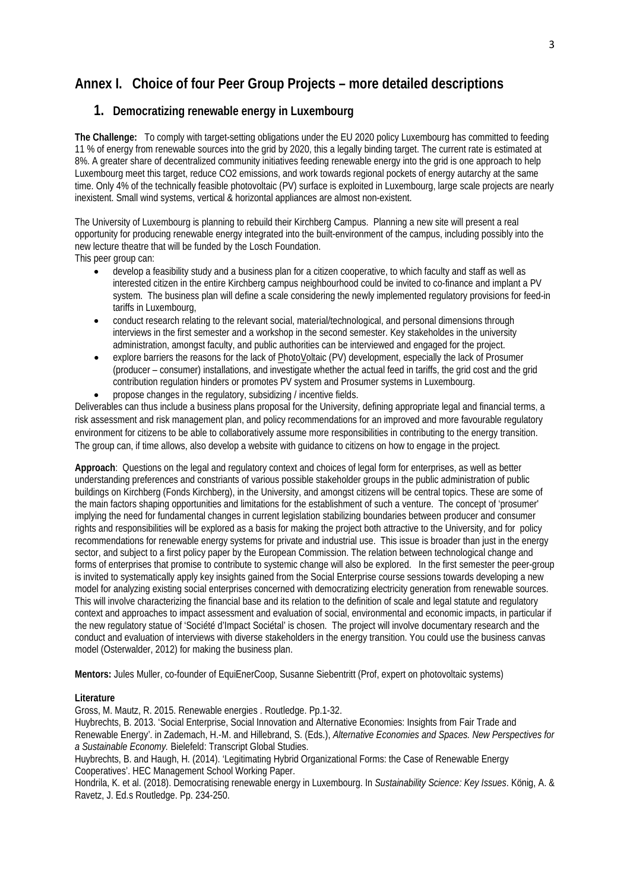# Annex I. Choice of four Peer Group Projects – more detailed descriptions

## 1. Democratizing renewable energy in Luxembourg

**The Challenge:** To comply with target-setting obligations under the EU 2020 policy Luxembourg has committed to feeding 11 % of energy from renewable sources into the grid by 2020, this a legally binding target. The current rate is estimated at 8%. A greater share of decentralized community initiatives feeding renewable energy into the grid is one approach to help Luxembourg meet this target, reduce CO2 emissions, and work towards regional pockets of energy autarchy at the same time. Only 4% of the technically feasible photovoltaic (PV) surface is exploited in Luxembourg, large scale projects are nearly inexistent. Small wind systems, vertical & horizontal appliances are almost non-existent.

The University of Luxembourg is planning to rebuild their Kirchberg Campus. Planning a new site will present a real opportunity for producing renewable energy integrated into the built-environment of the campus, including possibly into the new lecture theatre that will be funded by the Losch Foundation.
This peer group can:

- develop a feasibility study and a business plan for a citizen cooperative, to which faculty and staff as well as interested citizen in the entire Kirchberg campus neighbourhood could be invited to co-finance and implant a PV system. The business plan will define a scale considering the newly implemented regulatory provisions for feed-in tariffs in Luxembourg,
- conduct research relating to the relevant social, material/technological, and personal dimensions through interviews in the first semester and a workshop in the second semester. Key stakeholdes in the university administration, amongst faculty, and public authorities can be interviewed and engaged for the project.
- explore barriers the reasons for the lack of PhotoVoltaic (PV) development, especially the lack of Prosumer (producer – consumer) installations, and investigate whether the actual feed in tariffs, the grid cost and the grid contribution regulation hinders or promotes PV system and Prosumer systems in Luxembourg.
- propose changes in the regulatory, subsidizing / incentive fields.

Deliverables can thus include a business plans proposal for the University, defining appropriate legal and financial terms, a risk assessment and risk management plan, and policy recommendations for an improved and more favourable regulatory environment for citizens to be able to collaboratively assume more responsibilities in contributing to the energy transition. The group can, if time allows, also develop a website with guidance to citizens on how to engage in the project.

**Approach**: Questions on the legal and regulatory context and choices of legal form for enterprises, as well as better understanding preferences and constriants of various possible stakeholder groups in the public administration of public buildings on Kirchberg (Fonds Kirchberg), in the University, and amongst citizens will be central topics. These are some of the main factors shaping opportunities and limitations for the establishment of such a venture. The concept of 'prosumer' implying the need for fundamental changes in current legislation stabilizing boundaries between producer and consumer rights and responsibilities will be explored as a basis for making the project both attractive to the University, and for policy recommendations for renewable energy systems for private and industrial use. This issue is broader than just in the energy sector, and subject to a first policy paper by the European Commission. The relation between technological change and forms of enterprises that promise to contribute to systemic change will also be explored. In the first semester the peer-group is invited to systematically apply key insights gained from the Social Enterprise course sessions towards developing a new model for analyzing existing social enterprises concerned with democratizing electricity generation from renewable sources. This will involve characterizing the financial base and its relation to the definition of scale and legal statute and regulatory context and approaches to impact assessment and evaluation of social, environmental and economic impacts, in particular if the new regulatory statue of 'Société d'Impact Sociétal' is chosen. The project will involve documentary research and the conduct and evaluation of interviews with diverse stakeholders in the energy transition. You could use the business canvas model (Osterwalder, 2012) for making the business plan.

**Mentors:** Jules Muller, co-founder of EquiEnerCoop, Susanne Siebentritt (Prof, expert on photovoltaic systems)

**Literature**

Gross, M. Mautz, R. 2015. Renewable energies . Routledge. Pp.1-32.

Huybrechts, B. 2013. 'Social Enterprise, Social Innovation and Alternative Economies: Insights from Fair Trade and Renewable Energy'. in Zademach, H.-M. and Hillebrand, S. (Eds.), *Alternative Economies and Spaces. New Perspectives for a Sustainable Economy.* Bielefeld: Transcript Global Studies.

Huybrechts, B. and Haugh, H. (2014). 'Legitimating Hybrid Organizational Forms: the Case of Renewable Energy Cooperatives'. HEC Management School Working Paper.

Hondrila, K. et al. (2018). Democratising renewable energy in Luxembourg. In *Sustainability Science: Key Issues*. König, A. & Ravetz, J. Ed.s Routledge. Pp. 234-250.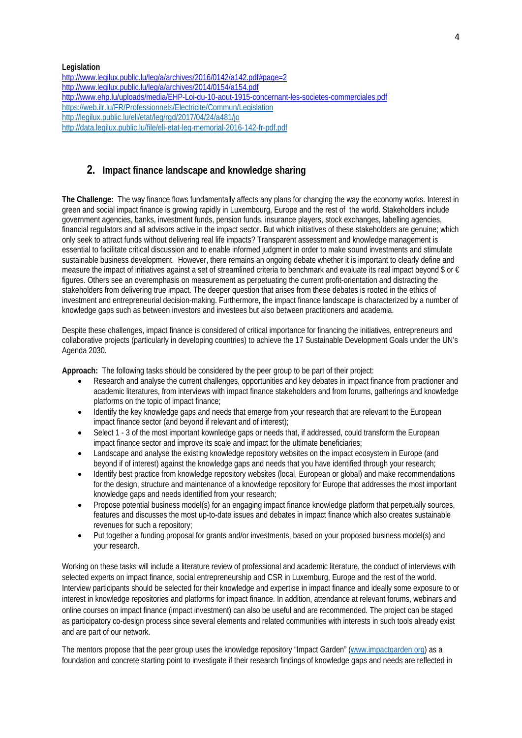**Legislation**

http://www.legilux.public.lu/leg/a/archives/2016/0142/a142.pdf#page=2
http://www.legilux.public.lu/leg/a/archives/2014/0154/a154.pdf
http://www.ehp.lu/uploads/media/EHP-Loi-du-10-aout-1915-concernant-les-societes-commerciales.pdf
https://web.ilr.lu/FR/Professionnels/Electricite/Commun/Legislation
http://legilux.public.lu/eli/etat/leg/rgd/2017/04/24/a481/jo
http://data.legilux.public.lu/file/eli-etat-leg-memorial-2016-142-fr-pdf.pdf

## 2. Impact finance landscape and knowledge sharing

**The Challenge:** The way finance flows fundamentally affects any plans for changing the way the economy works. Interest in green and social impact finance is growing rapidly in Luxembourg, Europe and the rest of the world. Stakeholders include government agencies, banks, investment funds, pension funds, insurance players, stock exchanges, labelling agencies, financial regulators and all advisors active in the impact sector. But which initiatives of these stakeholders are genuine; which only seek to attract funds without delivering real life impacts? Transparent assessment and knowledge management is essential to facilitate critical discussion and to enable informed judgment in order to make sound investments and stimulate sustainable business development. However, there remains an ongoing debate whether it is important to clearly define and measure the impact of initiatives against a set of streamlined criteria to benchmark and evaluate its real impact beyond $ or € figures. Others see an overemphasis on measurement as perpetuating the current profit-orientation and distracting the stakeholders from delivering true impact. The deeper question that arises from these debates is rooted in the ethics of investment and entrepreneurial decision-making. Furthermore, the impact finance landscape is characterized by a number of knowledge gaps such as between investors and investees but also between practitioners and academia.

Despite these challenges, impact finance is considered of critical importance for financing the initiatives, entrepreneurs and collaborative projects (particularly in developing countries) to achieve the 17 Sustainable Development Goals under the UN's Agenda 2030.

**Approach:** The following tasks should be considered by the peer group to be part of their project:

- Research and analyse the current challenges, opportunities and key debates in impact finance from practioner and academic literatures, from interviews with impact finance stakeholders and from forums, gatherings and knowledge platforms on the topic of impact finance;
- Identify the key knowledge gaps and needs that emerge from your research that are relevant to the European impact finance sector (and beyond if relevant and of interest);
- Select 1 - 3 of the most important kownledge gaps or needs that, if addressed, could transform the European impact finance sector and improve its scale and impact for the ultimate beneficiaries;
- Landscape and analyse the existing knowledge repository websites on the impact ecosystem in Europe (and beyond if of interest) against the knowledge gaps and needs that you have identified through your research;
- Identify best practice from knowledge repository websites (local, European or global) and make recommendations for the design, structure and maintenance of a knowledge repository for Europe that addresses the most important knowledge gaps and needs identified from your research;
- Propose potential business model(s) for an engaging impact finance knowledge platform that perpetually sources, features and discusses the most up-to-date issues and debates in impact finance which also creates sustainable revenues for such a repository;
- Put together a funding proposal for grants and/or investments, based on your proposed business model(s) and your research.

Working on these tasks will include a literature review of professional and academic literature, the conduct of interviews with selected experts on impact finance, social entrepreneurship and CSR in Luxemburg, Europe and the rest of the world. Interview participants should be selected for their knowledge and expertise in impact finance and ideally some exposure to or interest in knowledge repositories and platforms for impact finance. In addition, attendance at relevant forums, webinars and online courses on impact finance (impact investment) can also be useful and are recommended. The project can be staged as participatory co-design process since several elements and related communities with interests in such tools already exist and are part of our network.

The mentors propose that the peer group uses the knowledge repository "Impact Garden" (www.impactgarden.org) as a foundation and concrete starting point to investigate if their research findings of knowledge gaps and needs are reflected in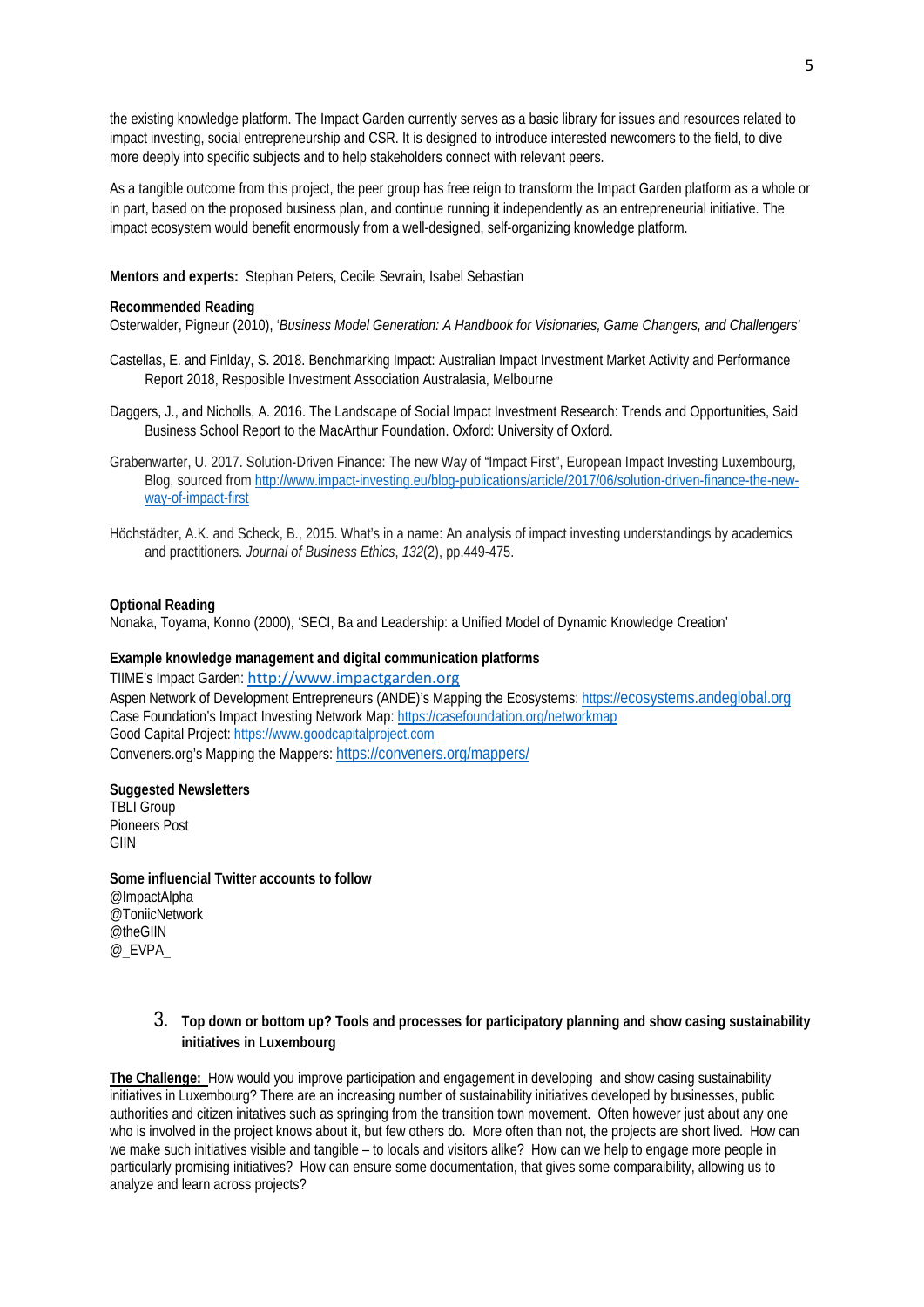the existing knowledge platform. The Impact Garden currently serves as a basic library for issues and resources related to impact investing, social entrepreneurship and CSR. It is designed to introduce interested newcomers to the field, to dive more deeply into specific subjects and to help stakeholders connect with relevant peers.

As a tangible outcome from this project, the peer group has free reign to transform the Impact Garden platform as a whole or in part, based on the proposed business plan, and continue running it independently as an entrepreneurial initiative. The impact ecosystem would benefit enormously from a well-designed, self-organizing knowledge platform.

**Mentors and experts:** Stephan Peters, Cecile Sevrain, Isabel Sebastian

**Recommended Reading**

Osterwalder, Pigneur (2010), '*Business Model Generation: A Handbook for Visionaries, Game Changers, and Challengers'*

Castellas, E. and Finlday, S. 2018. Benchmarking Impact: Australian Impact Investment Market Activity and Performance Report 2018, Resposible Investment Association Australasia, Melbourne

Daggers, J., and Nicholls, A. 2016. The Landscape of Social Impact Investment Research: Trends and Opportunities, Said Business School Report to the MacArthur Foundation. Oxford: University of Oxford.

Grabenwarter, U. 2017. Solution-Driven Finance: The new Way of "Impact First", European Impact Investing Luxembourg, Blog, sourced from http://www.impact-investing.eu/blog-publications/article/2017/06/solution-driven-finance-the-new-way-of-impact-first

Höchstädter, A.K. and Scheck, B., 2015. What's in a name: An analysis of impact investing understandings by academics and practitioners. *Journal of Business Ethics*, *132*(2), pp.449-475.

**Optional Reading**

Nonaka, Toyama, Konno (2000), 'SECI, Ba and Leadership: a Unified Model of Dynamic Knowledge Creation'

**Example knowledge management and digital communication platforms**

TIIME's Impact Garden: http://www.impactgarden.org
Aspen Network of Development Entrepreneurs (ANDE)'s Mapping the Ecosystems: https://ecosystems.andeglobal.org
Case Foundation's Impact Investing Network Map: https://casefoundation.org/networkmap
Good Capital Project: https://www.goodcapitalproject.com
Conveners.org's Mapping the Mappers: https://conveners.org/mappers/

**Suggested Newsletters**

TBLI Group
Pioneers Post
GIIN

**Some influencial Twitter accounts to follow**

@ImpactAlpha
@ToniicNetwork
@theGIIN
@_EVPA_

### 3. Top down or bottom up? Tools and processes for participatory planning and show casing sustainability initiatives in Luxembourg

**The Challenge:** How would you improve participation and engagement in developing and show casing sustainability initiatives in Luxembourg? There are an increasing number of sustainability initiatives developed by businesses, public authorities and citizen initatives such as springing from the transition town movement. Often however just about any one who is involved in the project knows about it, but few others do. More often than not, the projects are short lived. How can we make such initiatives visible and tangible – to locals and visitors alike? How can we help to engage more people in particularly promising initiatives? How can ensure some documentation, that gives some comparaibility, allowing us to analyze and learn across projects?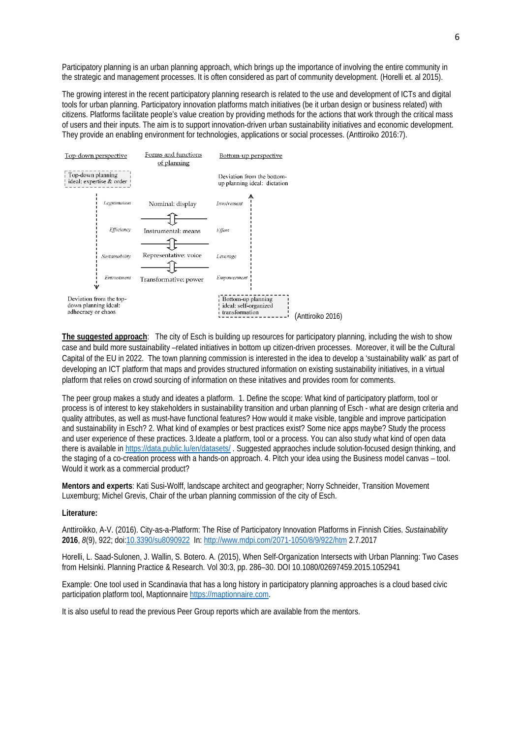Participatory planning is an urban planning approach, which brings up the importance of involving the entire community in the strategic and management processes. It is often considered as part of community development. (Horelli et. al 2015).

The growing interest in the recent participatory planning research is related to the use and development of ICTs and digital tools for urban planning. Participatory innovation platforms match initiatives (be it urban design or business related) with citizens. Platforms facilitate people's value creation by providing methods for the actions that work through the critical mass of users and their inputs. The aim is to support innovation-driven urban sustainability initiatives and economic development. They provide an enabling environment for technologies, applications or social processes. (Anttiroiko 2016:7).

| Top-down perspective | | Forms and functions of planning | Bottom-up perspective |
|---|---|---|---|
| Top-down planning ideal: expertise & order | | | Deviation from the bottom-up planning ideal: dictation |
| | *Legitimation* | Nominal: display | *Involvement* |
| | *Efficiency* | Instrumental: means | *Effort* |
| | *Sustainability* | Representative: voice | *Leverage* |
| | *Entrustment* | Transformative: power | *Empowerment* |
| Deviation from the top-down planning ideal: adhocracy or chaos | | | Bottom-up planning ideal: self-organized transformation |

(Anttiroiko 2016)

**The suggested approach**: The city of Esch is building up resources for participatory planning, including the wish to show case and build more sustainability –related initiatives in bottom up citizen-driven processes. Moreover, it will be the Cultural Capital of the EU in 2022. The town planning commission is interested in the idea to develop a 'sustainability walk' as part of developing an ICT platform that maps and provides structured information on existing sustainability initiatives, in a virtual platform that relies on crowd sourcing of information on these initatives and provides room for comments.

The peer group makes a study and ideates a platform. 1. Define the scope: What kind of participatory platform, tool or process is of interest to key stakeholders in sustainability transition and urban planning of Esch - what are design criteria and quality attributes, as well as must-have functional features? How would it make visible, tangible and improve participation and sustainability in Esch? 2. What kind of examples or best practices exist? Some nice apps maybe? Study the process and user experience of these practices. 3.Ideate a platform, tool or a process. You can also study what kind of open data there is available in https://data.public.lu/en/datasets/ . Suggested appraoches include solution-focused design thinking, and the staging of a co-creation process with a hands-on approach. 4. Pitch your idea using the Business model canvas – tool. Would it work as a commercial product?

**Mentors and experts**: Kati Susi-Wolff, landscape architect and geographer; Norry Schneider, Transition Movement Luxemburg; Michel Grevis, Chair of the urban planning commission of the city of Esch.

**Literature:**

Anttiroikko, A-V. (2016). City-as-a-Platform: The Rise of Participatory Innovation Platforms in Finnish Cities. *Sustainability* **2016**, *8*(9), 922; doi:10.3390/su8090922 In: http://www.mdpi.com/2071-1050/8/9/922/htm 2.7.2017

Horelli, L. Saad-Sulonen, J. Wallin, S. Botero. A. (2015), When Self-Organization Intersects with Urban Planning: Two Cases from Helsinki. Planning Practice & Research. Vol 30:3, pp. 286–30. DOI 10.1080/02697459.2015.1052941

Example: One tool used in Scandinavia that has a long history in participatory planning approaches is a cloud based civic participation platform tool, Maptionnaire https://maptionnaire.com.

It is also useful to read the previous Peer Group reports which are available from the mentors.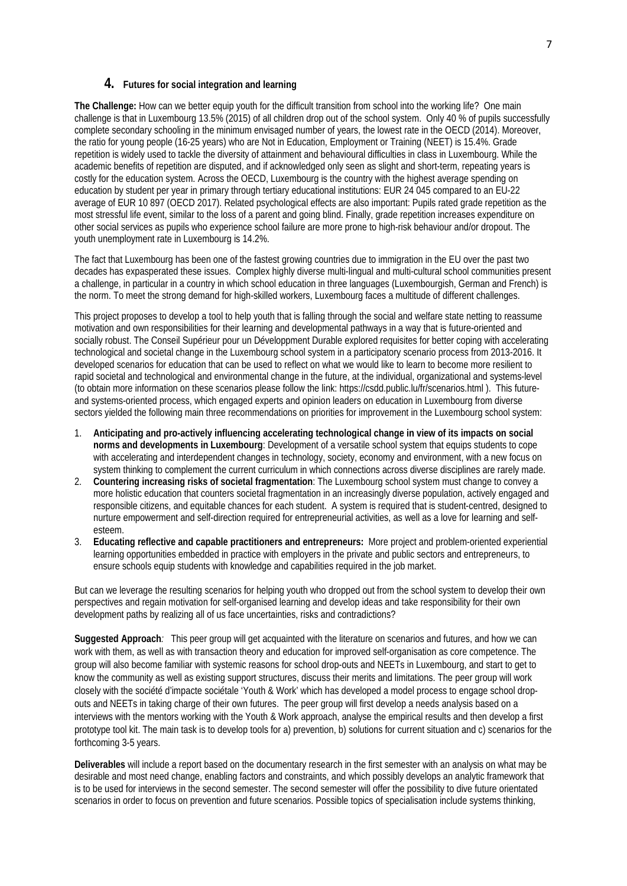## 4. Futures for social integration and learning

**The Challenge:** How can we better equip youth for the difficult transition from school into the working life? One main challenge is that in Luxembourg 13.5% (2015) of all children drop out of the school system. Only 40 % of pupils successfully complete secondary schooling in the minimum envisaged number of years, the lowest rate in the OECD (2014). Moreover, the ratio for young people (16-25 years) who are Not in Education, Employment or Training (NEET) is 15.4%. Grade repetition is widely used to tackle the diversity of attainment and behavioural difficulties in class in Luxembourg. While the academic benefits of repetition are disputed, and if acknowledged only seen as slight and short-term, repeating years is costly for the education system. Across the OECD, Luxembourg is the country with the highest average spending on education by student per year in primary through tertiary educational institutions: EUR 24 045 compared to an EU-22 average of EUR 10 897 (OECD 2017). Related psychological effects are also important: Pupils rated grade repetition as the most stressful life event, similar to the loss of a parent and going blind. Finally, grade repetition increases expenditure on other social services as pupils who experience school failure are more prone to high-risk behaviour and/or dropout. The youth unemployment rate in Luxembourg is 14.2%.

The fact that Luxembourg has been one of the fastest growing countries due to immigration in the EU over the past two decades has expasperated these issues. Complex highly diverse multi-lingual and multi-cultural school communities present a challenge, in particular in a country in which school education in three languages (Luxembourgish, German and French) is the norm. To meet the strong demand for high-skilled workers, Luxembourg faces a multitude of different challenges.

This project proposes to develop a tool to help youth that is falling through the social and welfare state netting to reassume motivation and own responsibilities for their learning and developmental pathways in a way that is future-oriented and socially robust. The Conseil Supérieur pour un Développment Durable explored requisites for better coping with accelerating technological and societal change in the Luxembourg school system in a participatory scenario process from 2013-2016. It developed scenarios for education that can be used to reflect on what we would like to learn to become more resilient to rapid societal and technological and environmental change in the future, at the individual, organizational and systems-level (to obtain more information on these scenarios please follow the link: https://csdd.public.lu/fr/scenarios.html ). This future- and systems-oriented process, which engaged experts and opinion leaders on education in Luxembourg from diverse sectors yielded the following main three recommendations on priorities for improvement in the Luxembourg school system:

1. **Anticipating and pro-actively influencing accelerating technological change in view of its impacts on social norms and developments in Luxembourg**: Development of a versatile school system that equips students to cope with accelerating and interdependent changes in technology, society, economy and environment, with a new focus on system thinking to complement the current curriculum in which connections across diverse disciplines are rarely made.
2. **Countering increasing risks of societal fragmentation**: The Luxembourg school system must change to convey a more holistic education that counters societal fragmentation in an increasingly diverse population, actively engaged and responsible citizens, and equitable chances for each student. A system is required that is student-centred, designed to nurture empowerment and self-direction required for entrepreneurial activities, as well as a love for learning and self-esteem.
3. **Educating reflective and capable practitioners and entrepreneurs:** More project and problem-oriented experiential learning opportunities embedded in practice with employers in the private and public sectors and entrepreneurs, to ensure schools equip students with knowledge and capabilities required in the job market.

But can we leverage the resulting scenarios for helping youth who dropped out from the school system to develop their own perspectives and regain motivation for self-organised learning and develop ideas and take responsibility for their own development paths by realizing all of us face uncertainties, risks and contradictions?

**Suggested Approach***:* This peer group will get acquainted with the literature on scenarios and futures, and how we can work with them, as well as with transaction theory and education for improved self-organisation as core competence. The group will also become familiar with systemic reasons for school drop-outs and NEETs in Luxembourg, and start to get to know the community as well as existing support structures, discuss their merits and limitations. The peer group will work closely with the société d'impacte sociétale 'Youth & Work' which has developed a model process to engage school drop-outs and NEETs in taking charge of their own futures. The peer group will first develop a needs analysis based on a interviews with the mentors working with the Youth & Work approach, analyse the empirical results and then develop a first prototype tool kit. The main task is to develop tools for a) prevention, b) solutions for current situation and c) scenarios for the forthcoming 3-5 years.

**Deliverables** will include a report based on the documentary research in the first semester with an analysis on what may be desirable and most need change, enabling factors and constraints, and which possibly develops an analytic framework that is to be used for interviews in the second semester. The second semester will offer the possibility to dive future orientated scenarios in order to focus on prevention and future scenarios. Possible topics of specialisation include systems thinking,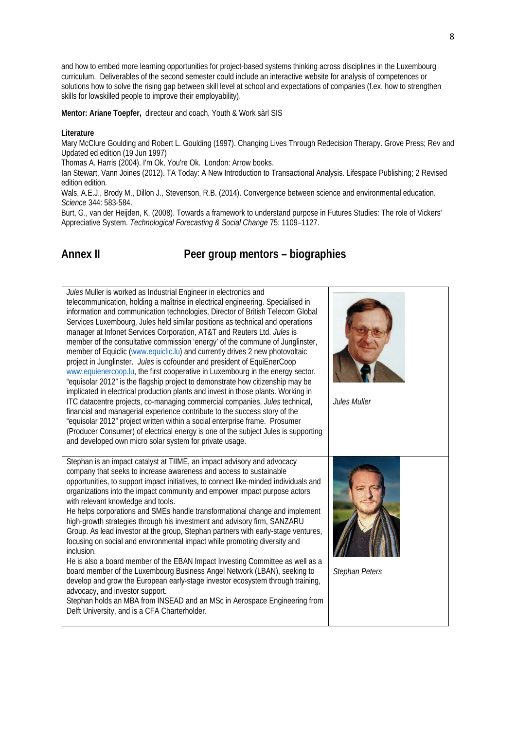and how to embed more learning opportunities for project-based systems thinking across disciplines in the Luxembourg curriculum. Deliverables of the second semester could include an interactive website for analysis of competences or solutions how to solve the rising gap between skill level at school and expectations of companies (f.ex. how to strengthen skills for lowskilled people to improve their employability).

**Mentor: Ariane Toepfer,** directeur and coach, Youth & Work sàrl SIS

**Literature**

Mary McClure Goulding and Robert L. Goulding (1997). Changing Lives Through Redecision Therapy. Grove Press; Rev and Updated ed edition (19 Jun 1997)
Thomas A. Harris (2004). I'm Ok, You're Ok. London: Arrow books.
Ian Stewart, Vann Joines (2012). TA Today: A New Introduction to Transactional Analysis. Lifespace Publishing; 2 Revised edition edition.
Wals, A.E.J., Brody M., Dillon J., Stevenson, R.B. (2014). Convergence between science and environmental education. *Science* 344: 583-584.
Burt, G., van der Heijden, K. (2008). Towards a framework to understand purpose in Futures Studies: The role of Vickers' Appreciative System. *Technological Forecasting & Social Change* 75: 1109–1127.

## Annex II Peer group mentors – biographies

| | |
|---|---|
| *Jules* Muller is worked as Industrial Engineer in electronics and telecommunication, holding a maîtrise in electrical engineering. Specialised in information and communication technologies, Director of British Telecom Global Services Luxembourg, Jules held similar positions as technical and operations manager at Infonet Services Corporation, AT&T and Reuters Ltd. *Jules* is member of the consultative commission 'energy' of the commune of Junglinster, member of Equiclic (www.equiclic.lu) and currently drives 2 new photovoltaic project in Junglinster. *Jules* is cofounder and president of EquiEnerCoop www.equienercoop.lu, the first cooperative in Luxembourg in the energy sector. "equisolar 2012" is the flagship project to demonstrate how citizenship may be implicated in electrical production plants and invest in those plants. Working in ITC datacentre projects, co-managing commercial companies, *Jules* technical, financial and managerial experience contribute to the success story of the "equisolar 2012" project written within a social enterprise frame. Prosumer (Producer Consumer) of electrical energy is one of the subject Jules is supporting and developed own micro solar system for private usage. | *Jules Muller* |
| Stephan is an impact catalyst at TIIME, an impact advisory and advocacy company that seeks to increase awareness and access to sustainable opportunities, to support impact initiatives, to connect like-minded individuals and organizations into the impact community and empower impact purpose actors with relevant knowledge and tools. He helps corporations and SMEs handle transformational change and implement high-growth strategies through his investment and advisory firm, SANZARU Group. As lead investor at the group, Stephan partners with early-stage ventures, focusing on social and environmental impact while promoting diversity and inclusion. He is also a board member of the EBAN Impact Investing Committee as well as a board member of the Luxembourg Business Angel Network (LBAN), seeking to develop and grow the European early-stage investor ecosystem through training, advocacy, and investor support. Stephan holds an MBA from INSEAD and an MSc in Aerospace Engineering from Delft University, and is a CFA Charterholder. | *Stephan Peters* |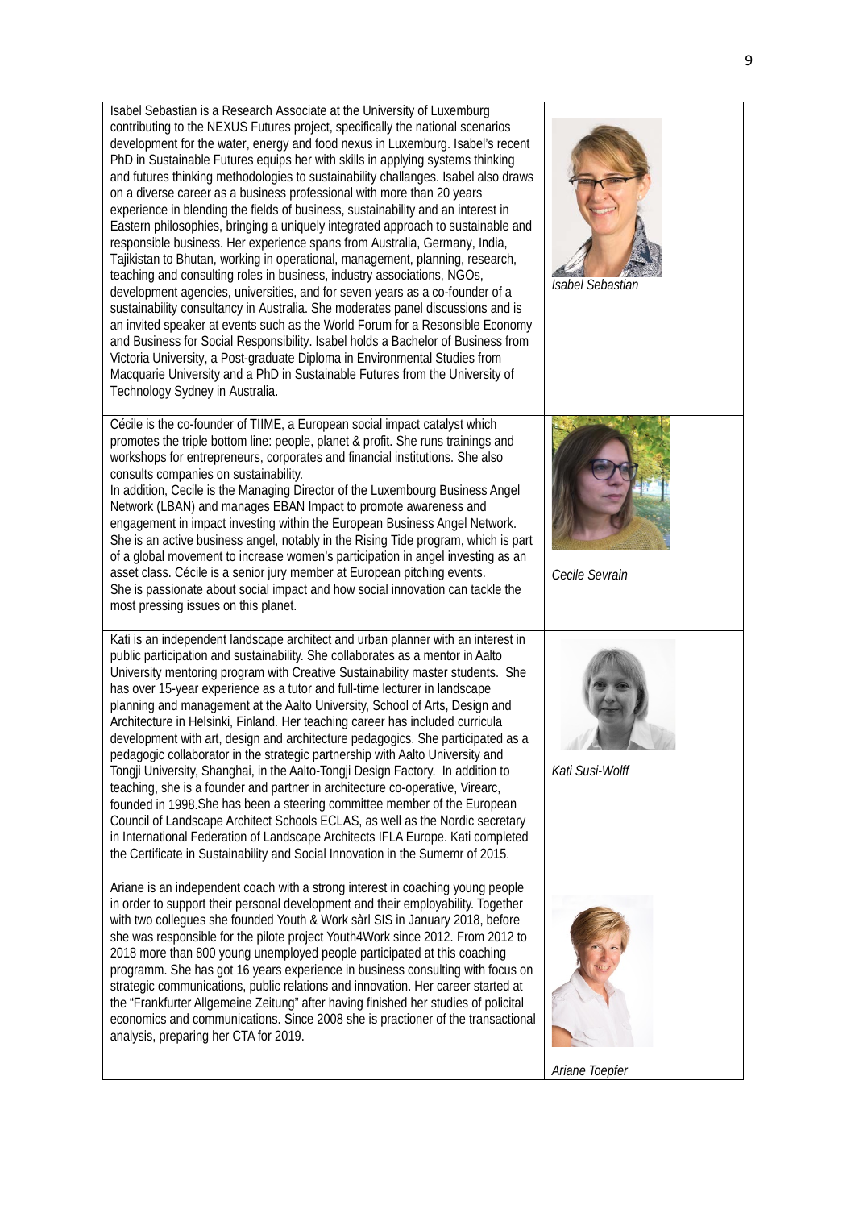| | |
|---|---|
| Isabel Sebastian is a Research Associate at the University of Luxemburg contributing to the NEXUS Futures project, specifically the national scenarios development for the water, energy and food nexus in Luxemburg. Isabel's recent PhD in Sustainable Futures equips her with skills in applying systems thinking and futures thinking methodologies to sustainability challanges. Isabel also draws on a diverse career as a business professional with more than 20 years experience in blending the fields of business, sustainability and an interest in Eastern philosophies, bringing a uniquely integrated approach to sustainable and responsible business. Her experience spans from Australia, Germany, India, Tajikistan to Bhutan, working in operational, management, planning, research, teaching and consulting roles in business, industry associations, NGOs, development agencies, universities, and for seven years as a co-founder of a sustainability consultancy in Australia. She moderates panel discussions and is an invited speaker at events such as the World Forum for a Resonsible Economy and Business for Social Responsibility. Isabel holds a Bachelor of Business from Victoria University, a Post-graduate Diploma in Environmental Studies from Macquarie University and a PhD in Sustainable Futures from the University of Technology Sydney in Australia. | *Isabel Sebastian* |
| Cécile is the co-founder of TIIME, a European social impact catalyst which promotes the triple bottom line: people, planet & profit. She runs trainings and workshops for entrepreneurs, corporates and financial institutions. She also consults companies on sustainability.<br>In addition, Cecile is the Managing Director of the Luxembourg Business Angel Network (LBAN) and manages EBAN Impact to promote awareness and engagement in impact investing within the European Business Angel Network. She is an active business angel, notably in the Rising Tide program, which is part of a global movement to increase women's participation in angel investing as an asset class. Cécile is a senior jury member at European pitching events.<br>She is passionate about social impact and how social innovation can tackle the most pressing issues on this planet. | *Cecile Sevrain* |
| Kati is an independent landscape architect and urban planner with an interest in public participation and sustainability. She collaborates as a mentor in Aalto University mentoring program with Creative Sustainability master students. She has over 15-year experience as a tutor and full-time lecturer in landscape planning and management at the Aalto University, School of Arts, Design and Architecture in Helsinki, Finland. Her teaching career has included curricula development with art, design and architecture pedagogics. She participated as a pedagogic collaborator in the strategic partnership with Aalto University and Tongji University, Shanghai, in the Aalto-Tongji Design Factory. In addition to teaching, she is a founder and partner in architecture co-operative, Virearc, founded in 1998.She has been a steering committee member of the European Council of Landscape Architect Schools ECLAS, as well as the Nordic secretary in International Federation of Landscape Architects IFLA Europe. Kati completed the Certificate in Sustainability and Social Innovation in the Sumemr of 2015. | *Kati Susi-Wolff* |
| Ariane is an independent coach with a strong interest in coaching young people in order to support their personal development and their employability. Together with two collegues she founded Youth & Work sàrl SIS in January 2018, before she was responsible for the pilote project Youth4Work since 2012. From 2012 to 2018 more than 800 young unemployed people participated at this coaching programm. She has got 16 years experience in business consulting with focus on strategic communications, public relations and innovation. Her career started at the "Frankfurter Allgemeine Zeitung" after having finished her studies of policital economics and communications. Since 2008 she is practioner of the transactional analysis, preparing her CTA for 2019. | *Ariane Toepfer* |